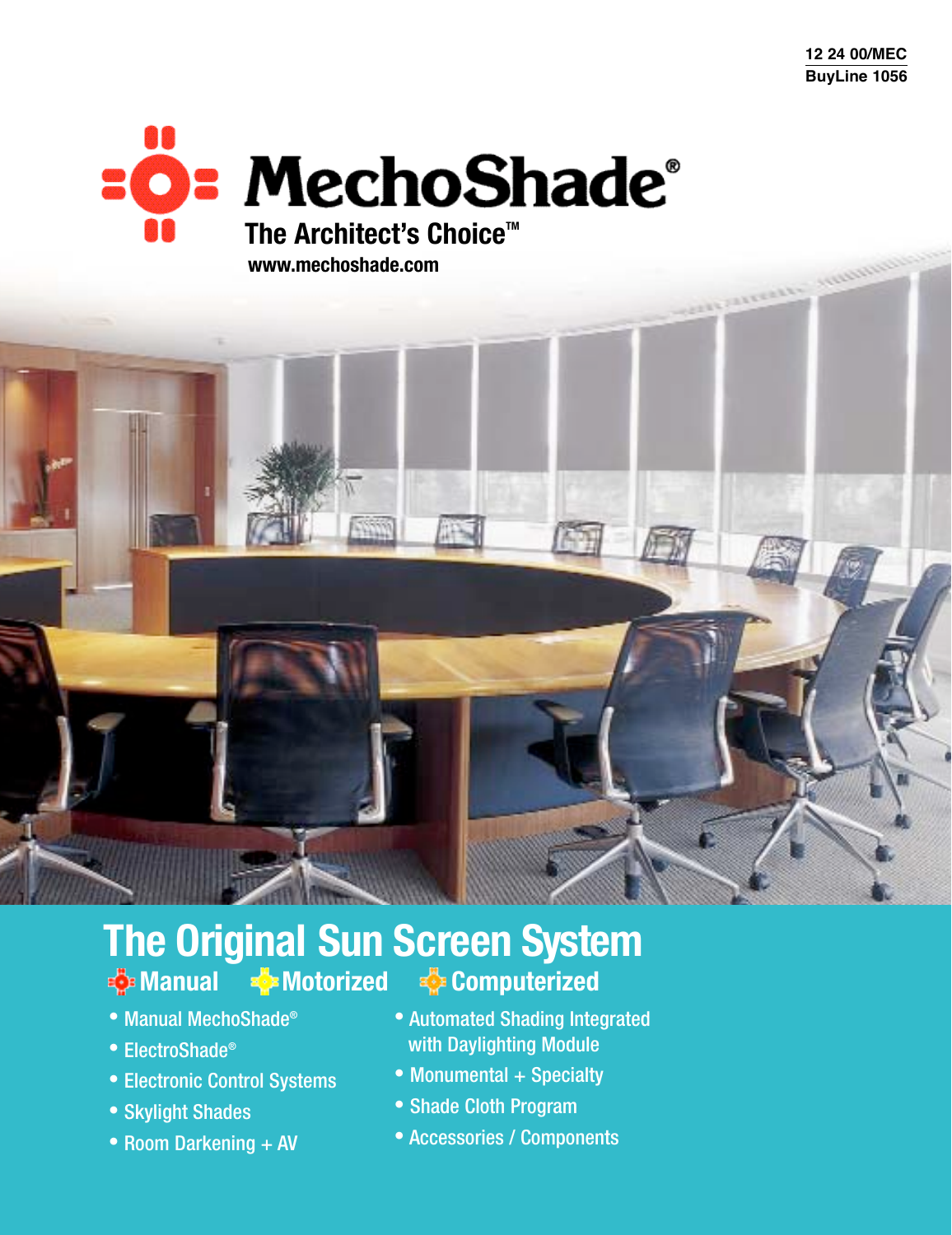12 24 00/MEC
BuyLine 1056

# MechoShade®

**The Architect's Choice™**

www.mechoshade.com

## The Original Sun Screen System

**Manual** **Motorized** **Computerized**

- Manual MechoShade®
- ElectroShade®
- Electronic Control Systems
- Skylight Shades
- Room Darkening + AV
- Automated Shading Integrated with Daylighting Module
- Monumental + Specialty
- Shade Cloth Program
- Accessories / Components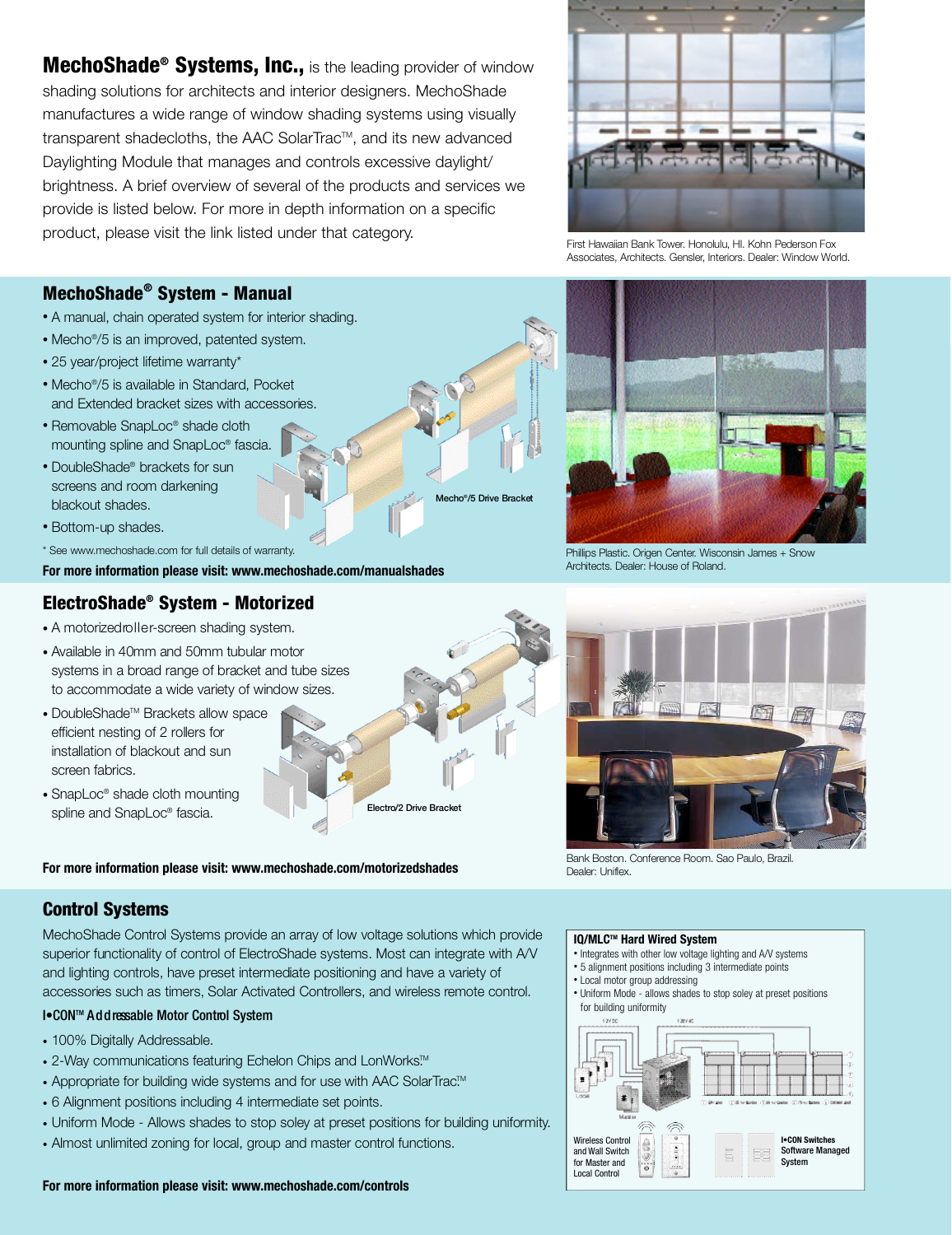**MechoShade® Systems, Inc.,** is the leading provider of window shading solutions for architects and interior designers. MechoShade manufactures a wide range of window shading systems using visually transparent shadecloths, the AAC SolarTrac™, and its new advanced Daylighting Module that manages and controls excessive daylight/ brightness. A brief overview of several of the products and services we provide is listed below. For more in depth information on a specific product, please visit the link listed under that category.

First Hawaiian Bank Tower. Honolulu, HI. Kohn Pederson Fox Associates, Architects. Gensler, Interiors. Dealer: Window World.

## MechoShade® System - Manual

- A manual, chain operated system for interior shading.
- Mecho®/5 is an improved, patented system.
- 25 year/project lifetime warranty*
- Mecho®/5 is available in Standard, Pocket and Extended bracket sizes with accessories.
- Removable SnapLoc® shade cloth mounting spline and SnapLoc® fascia.
- DoubleShade® brackets for sun screens and room darkening blackout shades.
- Bottom-up shades.

Mecho®/5 Drive Bracket

\* See www.mechoshade.com for full details of warranty.

**For more information please visit: www.mechoshade.com/manualshades**

Phillips Plastic. Origen Center. Wisconsin James + Snow Architects. Dealer: House of Roland.

## ElectroShade® System - Motorized

- A motorizedroller-screen shading system.
- Available in 40mm and 50mm tubular motor systems in a broad range of bracket and tube sizes to accommodate a wide variety of window sizes.
- DoubleShade™ Brackets allow space efficient nesting of 2 rollers for installation of blackout and sun screen fabrics.
- SnapLoc® shade cloth mounting spline and SnapLoc® fascia.

Electro/2 Drive Bracket

**For more information please visit: www.mechoshade.com/motorizedshades**

Bank Boston. Conference Room. Sao Paulo, Brazil. Dealer: Uniflex.

## Control Systems

MechoShade Control Systems provide an array of low voltage solutions which provide superior functionality of control of ElectroShade systems. Most can integrate with A/V and lighting controls, have preset intermediate positioning and have a variety of accessories such as timers, Solar Activated Controllers, and wireless remote control.

### I•CON™ Addressable Motor Control System

- 100% Digitally Addressable.
- 2-Way communications featuring Echelon Chips and LonWorks.™
- Appropriate for building wide systems and for use with AAC SolarTrac.™
- 6 Alignment positions including 4 intermediate set points.
- Uniform Mode - Allows shades to stop soley at preset positions for building uniformity.
- Almost unlimited zoning for local, group and master control functions.

**For more information please visit: www.mechoshade.com/controls**

### IQ/MLC™ Hard Wired System

- Integrates with other low voltage lighting and A/V systems
- 5 alignment positions including 3 intermediate points
- Local motor group addressing
- Uniform Mode - allows shades to stop soley at preset positions for building uniformity

Wireless Control and Wall Switch for Master and Local Control

I•CON Switches Software Managed System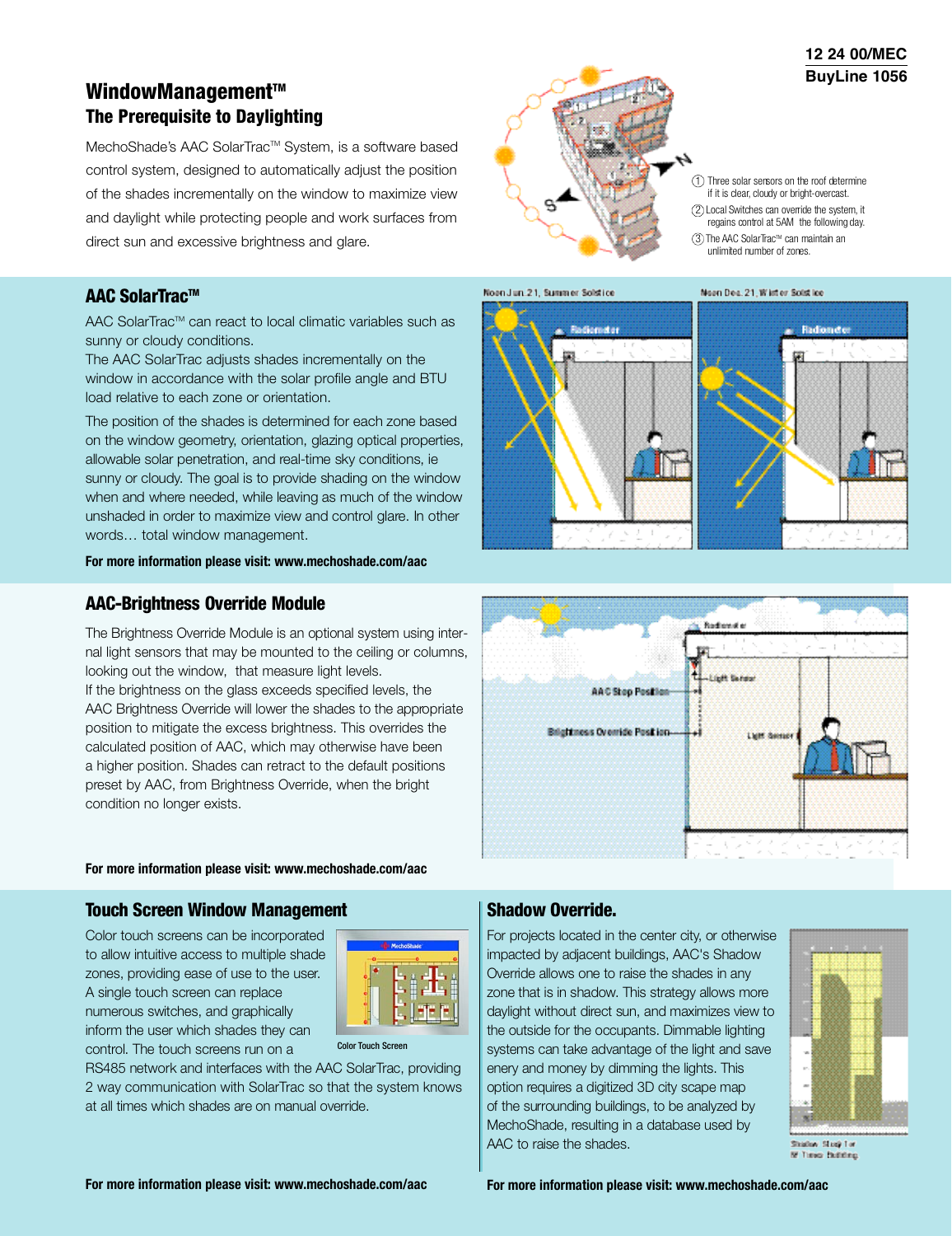12 24 00/MEC
BuyLine 1056

## WindowManagement™
### The Prerequisite to Daylighting

MechoShade's AAC SolarTrac™ System, is a software based control system, designed to automatically adjust the position of the shades incrementally on the window to maximize view and daylight while protecting people and work surfaces from direct sun and excessive brightness and glare.

1. Three solar sensors on the roof determine if it is clear, cloudy or bright-overcast.
2. Local Switches can override the system, it regains control at 5AM the following day.
3. The AAC SolarTrac™ can maintain an unlimited number of zones.

## AAC SolarTrac™

AAC SolarTrac™ can react to local climatic variables such as sunny or cloudy conditions.
The AAC SolarTrac adjusts shades incrementally on the window in accordance with the solar profile angle and BTU load relative to each zone or orientation.

The position of the shades is determined for each zone based on the window geometry, orientation, glazing optical properties, allowable solar penetration, and real-time sky conditions, ie sunny or cloudy. The goal is to provide shading on the window when and where needed, while leaving as much of the window unshaded in order to maximize view and control glare. In other words… total window management.

**For more information please visit: www.mechoshade.com/aac**

Noon Jun 21, Summer Solstice

Noon Dec 21, Winter Solstice

## AAC-Brightness Override Module

The Brightness Override Module is an optional system using internal light sensors that may be mounted to the ceiling or columns, looking out the window, that measure light levels.
If the brightness on the glass exceeds specified levels, the AAC Brightness Override will lower the shades to the appropriate position to mitigate the excess brightness. This overrides the calculated position of AAC, which may otherwise have been a higher position. Shades can retract to the default positions preset by AAC, from Brightness Override, when the bright condition no longer exists.

**For more information please visit: www.mechoshade.com/aac**

## Touch Screen Window Management

Color touch screens can be incorporated to allow intuitive access to multiple shade zones, providing ease of use to the user. A single touch screen can replace numerous switches, and graphically inform the user which shades they can control. The touch screens run on a RS485 network and interfaces with the AAC SolarTrac, providing 2 way communication with SolarTrac so that the system knows at all times which shades are on manual override.

Color Touch Screen

**For more information please visit: www.mechoshade.com/aac**

## Shadow Override.

For projects located in the center city, or otherwise impacted by adjacent buildings, AAC's Shadow Override allows one to raise the shades in any zone that is in shadow. This strategy allows more daylight without direct sun, and maximizes view to the outside for the occupants. Dimmable lighting systems can take advantage of the light and save enery and money by dimming the lights. This option requires a digitized 3D city scape map of the surrounding buildings, to be analyzed by MechoShade, resulting in a database used by AAC to raise the shades.

Shadow Study for NY Times Building

**For more information please visit: www.mechoshade.com/aac**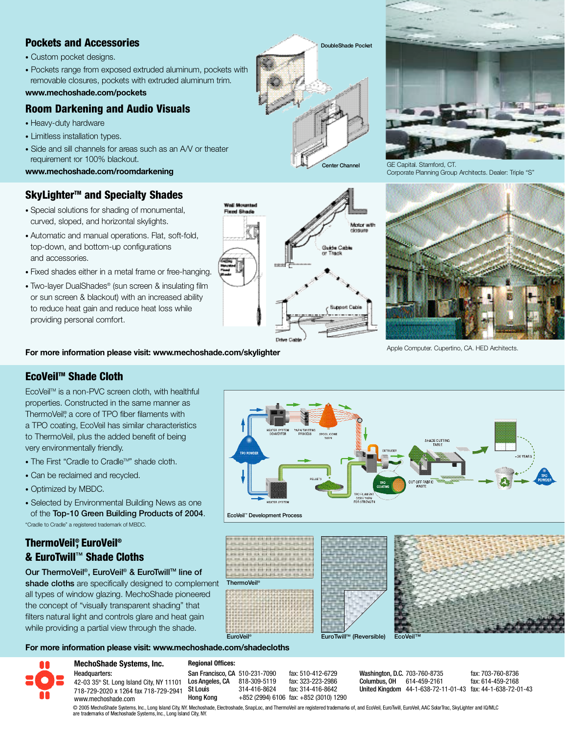## Pockets and Accessories

- Custom pocket designs.
- Pockets range from exposed extruded aluminum, pockets with removable closures, pockets with extruded aluminum trim.

**www.mechoshade.com/pockets**

## Room Darkening and Audio Visuals

- Heavy-duty hardware
- Limitless installation types.
- Side and sill channels for areas such as an A/V or theater requirement for 100% blackout.

**www.mechoshade.com/roomdarkening**

DoubleShade Pocket

Center Channel

GE Capital. Stamford, CT.
Corporate Planning Group Architects. Dealer: Triple "S"

## SkyLighter™ and Specialty Shades

- Special solutions for shading of monumental, curved, sloped, and horizontal skylights.
- Automatic and manual operations. Flat, soft-fold, top-down, and bottom-up configurations and accessories.
- Fixed shades either in a metal frame or free-hanging.
- Two-layer DualShades® (sun screen & insulating film or sun screen & blackout) with an increased ability to reduce heat gain and reduce heat loss while providing personal comfort.

Wall Mounted Fixed Shade

Ceiling Mounted Fixed Shade

Motor with closure

Guide Cable or Track

Support Cable

Drive Cable

**For more information please visit: www.mechoshade.com/skylighter**

Apple Computer. Cupertino, CA. HED Architects.

## EcoVeil™ Shade Cloth

EcoVeil™ is a non-PVC screen cloth, with healthful properties. Constructed in the same manner as ThermoVeil®, a core of TPO fiber filaments with a TPO coating, EcoVeil has similar characteristics to ThermoVeil, plus the added benefit of being very environmentally friendly.

- The First "Cradle to Cradle™" shade cloth.
- Can be reclaimed and recycled.
- Optimized by MBDC.
- Selected by Environmental Building News as one of the **Top-10 Green Building Products of 2004**.

"Cradle to Cradle" a registered trademark of MBDC.

TPO POWDER
HEATER SYSTEM CONVERTER
YARN TWISTING PROCESS
SPOOL CONE YARN
EXTRUDER
SHADE CUTTING TABLE
~20 YEARS
PELLETS
HEATER SYSTEM
TPO COATING
TPO FILAMENT CORE YARN FOR STRENGTH
CUT OFF FABRIC WASTE
TPO POWDER

EcoVeil™ Development Process

## ThermoVeil®, EuroVeil® & EuroTwill™ Shade Cloths

**Our ThermoVeil®, EuroVeil® & EuroTwill™ line of shade cloths** are specifically designed to complement all types of window glazing. MechoShade pioneered the concept of "visually transparent shading" that filters natural light and controls glare and heat gain while providing a partial view through the shade.

ThermoVeil®

EuroVeil®

EuroTwill™ (Reversible)

EcoVeil™

**For more information please visit: www.mechoshade.com/shadecloths**

**MechoShade Systems, Inc.**
Headquarters:
42-03 35th St. Long Island City, NY 11101
718-729-2020 x 1264 fax 718-729-2941
www.mechoshade.com

**Regional Offices:**

| | | | |
|---|---|---|---|
| San Francisco, CA | 510-231-7090 | fax: 510-412-6729 | |
| Los Angeles, CA | 818-309-5119 | fax: 323-223-2986 | |
| St Louis | 314-416-8624 | fax: 314-416-8642 | |
| Hong Kong | +852 (2994) 6106 | fax: +852 (3010) 1290 | |
| Washington, D.C. | 703-760-8735 | fax: 703-760-8736 | |
| Columbus, OH | 614-459-2161 | fax: 614-459-2168 | |
| United Kingdom | 44-1-638-72-11-01-43 | fax: 44-1-638-72-01-43 | |

© 2005 MechoShade Systems, Inc., Long Island City, NY. Mechoshade, Electroshade, SnapLoc, and ThermoVeil are registered trademarks of, and EcoVeil, EuroTwill, EuroVeil, AAC SolarTrac, SkyLighter and IQ/MLC are trademarks of Mechoshade Systems, Inc., Long Island City, NY.